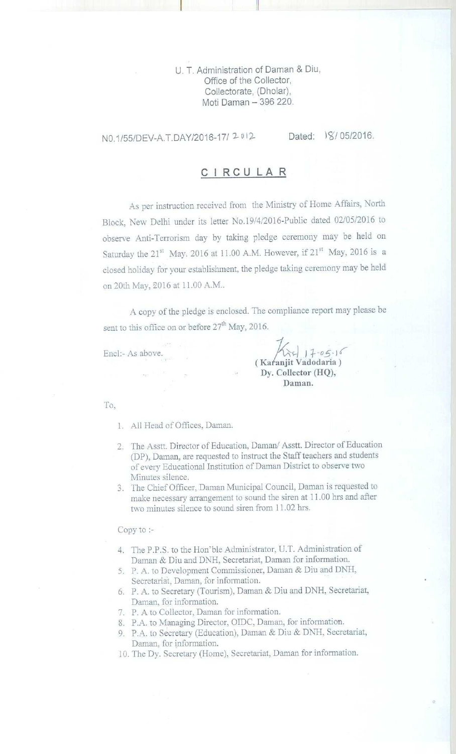U. T. Administration of Daman & Diu,
Office of the Collector,
Collectorate, (Dholar),
Moti Daman – 396 220.

N0.1/55/DEV-A.T.DAY/2016-17/ 2012 Dated: 18/ 05/2016.

# CIRCULAR

As per instruction received from the Ministry of Home Affairs, North Block, New Delhi under its letter No.19/4/2016-Public dated 02/05/2016 to observe Anti-Terrorism day by taking pledge ceremony may be held on Saturday the 21st May. 2016 at 11.00 A.M. However, if 21st May, 2016 is a closed holiday for your establishment, the pledge taking ceremony may be held on 20th May, 2016 at 11.00 A.M..

A copy of the pledge is enclosed. The compliance report may please be sent to this office on or before 27th May, 2016.

Encl:- As above.

17-05-16
**( Karanjit Vadodaria )**
**Dy. Collector (HQ),**
**Daman.**

To,

1. All Head of Offices, Daman.
2. The Asstt. Director of Education, Daman/ Asstt. Director of Education (DP), Daman, are requested to instruct the Staff teachers and students of every Educational Institution of Daman District to observe two Minutes silence.
3. The Chief Officer, Daman Municipal Council, Daman is requested to make necessary arrangement to sound the siren at 11.00 hrs and after two minutes silence to sound siren from 11.02 hrs.

Copy to :-

4. The P.P.S. to the Hon'ble Administrator, U.T. Administration of Daman & Diu and DNH, Secretariat, Daman for information.
5. P. A. to Development Commissioner, Daman & Diu and DNH, Secretariat, Daman, for information.
6. P. A. to Secretary (Tourism), Daman & Diu and DNH, Secretariat, Daman, for information.
7. P. A to Collector, Daman for information.
8. P.A. to Managing Director, OIDC, Daman, for information.
9. P.A. to Secretary (Education), Daman & Diu & DNH, Secretariat, Daman, for information.
10. The Dy. Secretary (Home), Secretariat, Daman for information.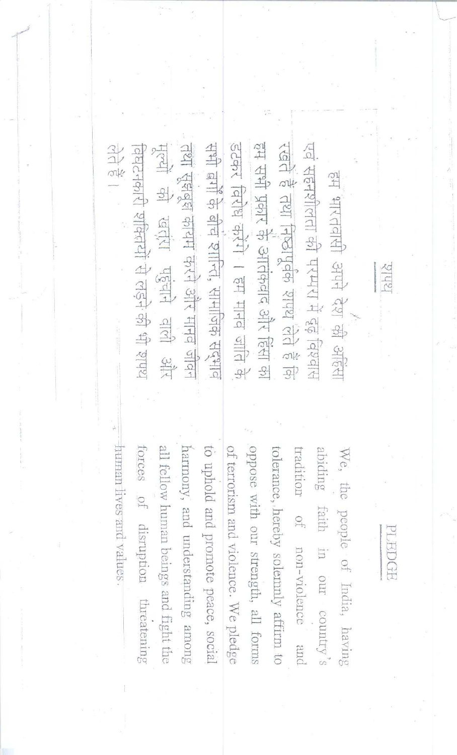# शपथ

हम भारतवासी अपने देश की अहिंसा एवं सहनशीलता की परम्परा में दृढ़ विश्वास रखते हैं तथा निष्ठापूर्वक शपथ लेते हैं कि हम सभी प्रकार के आतंकवाद और हिंसा का डटकर विरोध करेंगे । हम मानव जाति के सभी वर्गों के बीच शान्ति, सामाजिक सद्भाव तथा सूझबूझ कायम करने और मानव जीवन मूल्यों को खतरा पहुंचाने वाली और विघटनकारी शक्तियों से लड़ने की भी शपथ लेते हैं।

# PLEDGE

We, the people of India, having abiding faith in our country's tradition of non-violence and tolerance, hereby solemnly affirm to oppose with our strength, all forms of terrorism and violence. We pledge to uphold and promote peace, social harmony, and understanding among all fellow human beings and fight the forces of disruption threatening human lives and values.